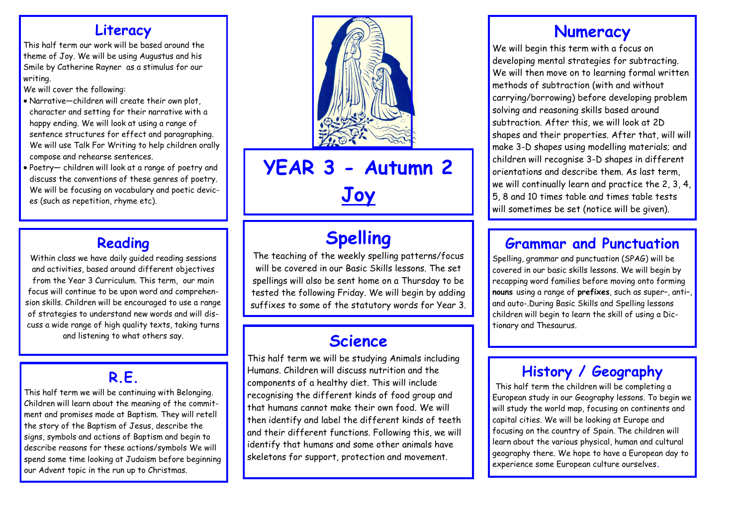# YEAR 3 - Autumn 2

## Joy

## Literacy

This half term our work will be based around the theme of Joy. We will be using Augustus and his Smile by Catherine Rayner as a stimulus for our writing.

We will cover the following:

- Narrative—children will create their own plot, character and setting for their narrative with a happy ending. We will look at using a range of sentence structures for effect and paragraphing. We will use Talk For Writing to help children orally compose and rehearse sentences.
- Poetry— children will look at a range of poetry and discuss the conventions of these genres of poetry. We will be focusing on vocabulary and poetic devices (such as repetition, rhyme etc).

## Reading

Within class we have daily guided reading sessions and activities, based around different objectives from the Year 3 Curriculum. This term, our main focus will continue to be upon word and comprehension skills. Children will be encouraged to use a range of strategies to understand new words and will discuss a wide range of high quality texts, taking turns and listening to what others say.

## R.E.

This half term we will be continuing with Belonging. Children will learn about the meaning of the commitment and promises made at Baptism. They will retell the story of the Baptism of Jesus, describe the signs, symbols and actions of Baptism and begin to describe reasons for these actions/symbols We will spend some time looking at Judaism before beginning our Advent topic in the run up to Christmas.

## Spelling

The teaching of the weekly spelling patterns/focus will be covered in our Basic Skills lessons. The set spellings will also be sent home on a Thursday to be tested the following Friday. We will begin by adding suffixes to some of the statutory words for Year 3.

## Science

This half term we will be studying Animals including Humans. Children will discuss nutrition and the components of a healthy diet. This will include recognising the different kinds of food group and that humans cannot make their own food. We will then identify and label the different kinds of teeth and their different functions. Following this, we will identify that humans and some other animals have skeletons for support, protection and movement.

## Numeracy

We will begin this term with a focus on developing mental strategies for subtracting. We will then move on to learning formal written methods of subtraction (with and without carrying/borrowing) before developing problem solving and reasoning skills based around subtraction. After this, we will look at 2D shapes and their properties. After that, will will make 3-D shapes using modelling materials; and children will recognise 3-D shapes in different orientations and describe them. As last term, we will continually learn and practice the 2, 3, 4, 5, 8 and 10 times table and times table tests will sometimes be set (notice will be given).

## Grammar and Punctuation

Spelling, grammar and punctuation (SPAG) will be covered in our basic skills lessons. We will begin by recapping word families before moving onto forming **nouns** using a range of **prefixes**, such as super–, anti–, and auto-.During Basic Skills and Spelling lessons children will begin to learn the skill of using a Dictionary and Thesaurus.

## History / Geography

This half term the children will be completing a European study in our Geography lessons. To begin we will study the world map, focusing on continents and capital cities. We will be looking at Europe and focusing on the country of Spain. The children will learn about the various physical, human and cultural geography there. We hope to have a European day to experience some European culture ourselves.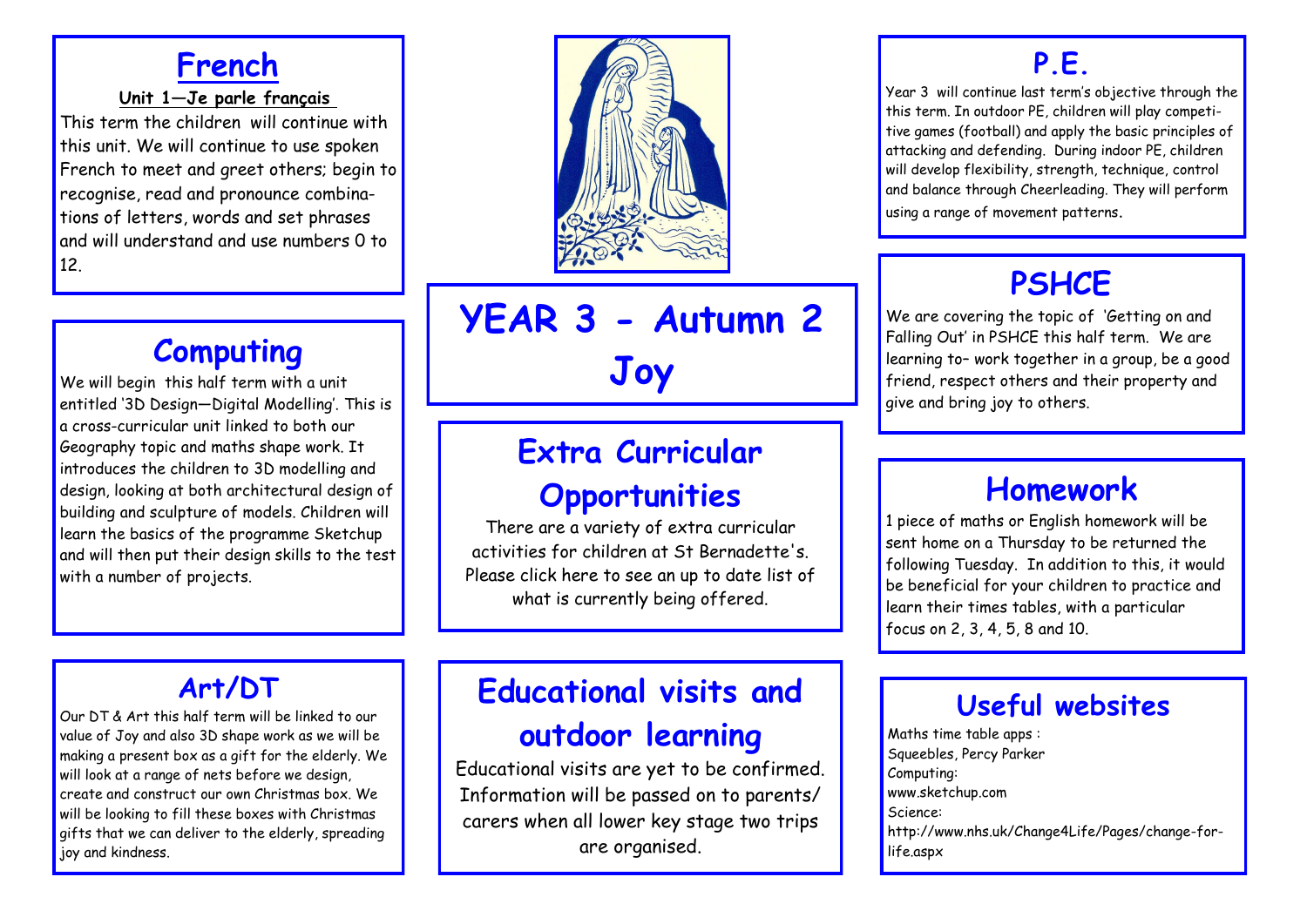# YEAR 3 - Autumn 2

# Joy

## French

**Unit 1—Je parle français**

This term the children will continue with this unit. We will continue to use spoken French to meet and greet others; begin to recognise, read and pronounce combinations of letters, words and set phrases and will understand and use numbers 0 to 12.

## Computing

We will begin this half term with a unit entitled '3D Design—Digital Modelling'. This is a cross-curricular unit linked to both our Geography topic and maths shape work. It introduces the children to 3D modelling and design, looking at both architectural design of building and sculpture of models. Children will learn the basics of the programme Sketchup and will then put their design skills to the test with a number of projects.

## Art/DT

Our DT & Art this half term will be linked to our value of Joy and also 3D shape work as we will be making a present box as a gift for the elderly. We will look at a range of nets before we design, create and construct our own Christmas box. We will be looking to fill these boxes with Christmas gifts that we can deliver to the elderly, spreading joy and kindness.

## Extra Curricular Opportunities

There are a variety of extra curricular activities for children at St Bernadette's. Please click here to see an up to date list of what is currently being offered.

## Educational visits and outdoor learning

Educational visits are yet to be confirmed. Information will be passed on to parents/carers when all lower key stage two trips are organised.

## P.E.

Year 3 will continue last term's objective through the this term. In outdoor PE, children will play competitive games (football) and apply the basic principles of attacking and defending. During indoor PE, children will develop flexibility, strength, technique, control and balance through Cheerleading. They will perform using a range of movement patterns.

## PSHCE

We are covering the topic of 'Getting on and Falling Out' in PSHCE this half term. We are learning to– work together in a group, be a good friend, respect others and their property and give and bring joy to others.

## Homework

1 piece of maths or English homework will be sent home on a Thursday to be returned the following Tuesday. In addition to this, it would be beneficial for your children to practice and learn their times tables, with a particular focus on 2, 3, 4, 5, 8 and 10.

## Useful websites

Maths time table apps :
Squeebles, Percy Parker
Computing:
www.sketchup.com
Science:
http://www.nhs.uk/Change4Life/Pages/change-for-life.aspx